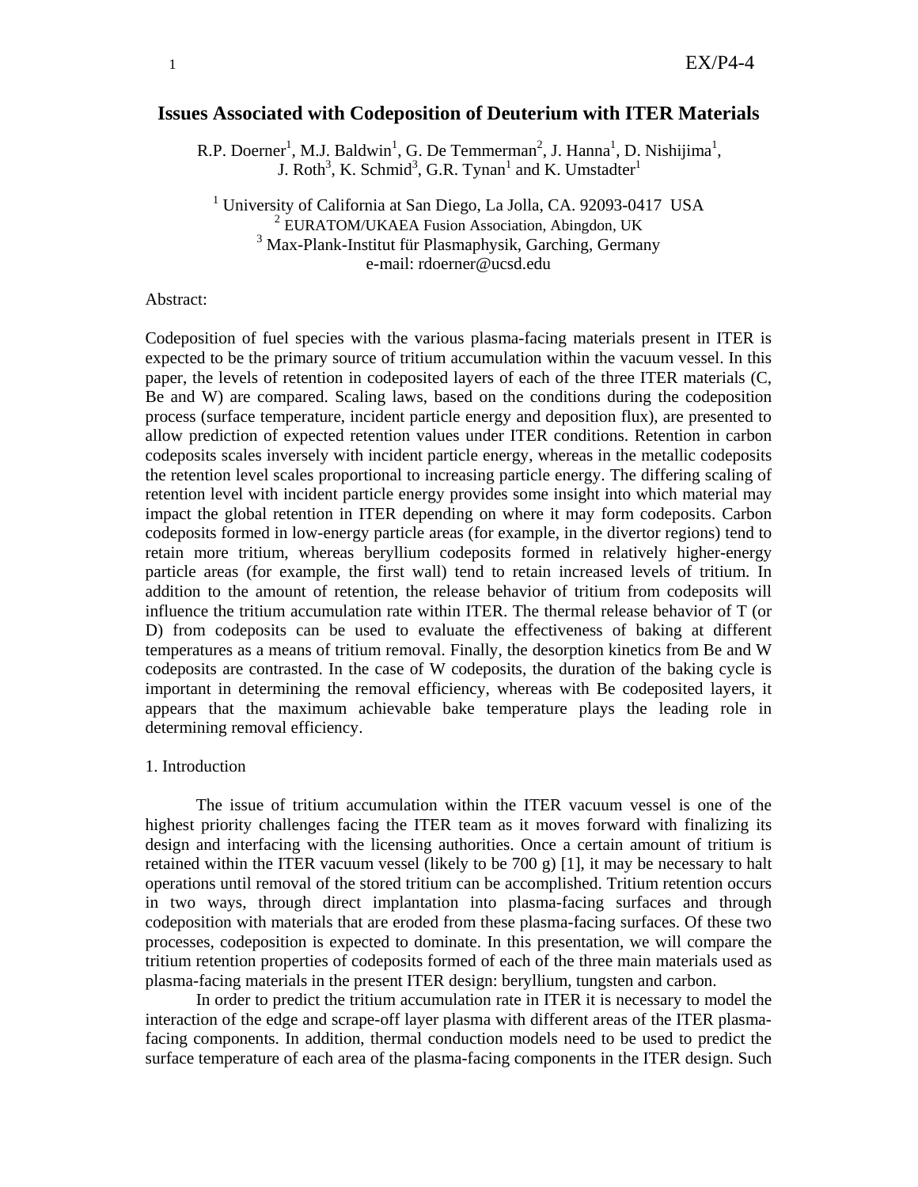# Issues Associated with Codeposition of Deuterium with ITER Materials

R.P. Doerner[1], M.J. Baldwin[1], G. De Temmerman[2], J. Hanna[1], D. Nishijima[1], J. Roth[3], K. Schmid[3], G.R. Tynan[1] and K. Umstadter[1]

[1] University of California at San Diego, La Jolla, CA. 92093-0417 USA
[2] EURATOM/UKAEA Fusion Association, Abingdon, UK
[3] Max-Plank-Institut für Plasmaphysik, Garching, Germany
e-mail: rdoerner@ucsd.edu

Abstract:

Codeposition of fuel species with the various plasma-facing materials present in ITER is expected to be the primary source of tritium accumulation within the vacuum vessel. In this paper, the levels of retention in codeposited layers of each of the three ITER materials (C, Be and W) are compared. Scaling laws, based on the conditions during the codeposition process (surface temperature, incident particle energy and deposition flux), are presented to allow prediction of expected retention values under ITER conditions. Retention in carbon codeposits scales inversely with incident particle energy, whereas in the metallic codeposits the retention level scales proportional to increasing particle energy. The differing scaling of retention level with incident particle energy provides some insight into which material may impact the global retention in ITER depending on where it may form codeposits. Carbon codeposits formed in low-energy particle areas (for example, in the divertor regions) tend to retain more tritium, whereas beryllium codeposits formed in relatively higher-energy particle areas (for example, the first wall) tend to retain increased levels of tritium. In addition to the amount of retention, the release behavior of tritium from codeposits will influence the tritium accumulation rate within ITER. The thermal release behavior of T (or D) from codeposits can be used to evaluate the effectiveness of baking at different temperatures as a means of tritium removal. Finally, the desorption kinetics from Be and W codeposits are contrasted. In the case of W codeposits, the duration of the baking cycle is important in determining the removal efficiency, whereas with Be codeposited layers, it appears that the maximum achievable bake temperature plays the leading role in determining removal efficiency.

## 1. Introduction

The issue of tritium accumulation within the ITER vacuum vessel is one of the highest priority challenges facing the ITER team as it moves forward with finalizing its design and interfacing with the licensing authorities. Once a certain amount of tritium is retained within the ITER vacuum vessel (likely to be 700 g) [1], it may be necessary to halt operations until removal of the stored tritium can be accomplished. Tritium retention occurs in two ways, through direct implantation into plasma-facing surfaces and through codeposition with materials that are eroded from these plasma-facing surfaces. Of these two processes, codeposition is expected to dominate. In this presentation, we will compare the tritium retention properties of codeposits formed of each of the three main materials used as plasma-facing materials in the present ITER design: beryllium, tungsten and carbon.

In order to predict the tritium accumulation rate in ITER it is necessary to model the interaction of the edge and scrape-off layer plasma with different areas of the ITER plasma-facing components. In addition, thermal conduction models need to be used to predict the surface temperature of each area of the plasma-facing components in the ITER design. Such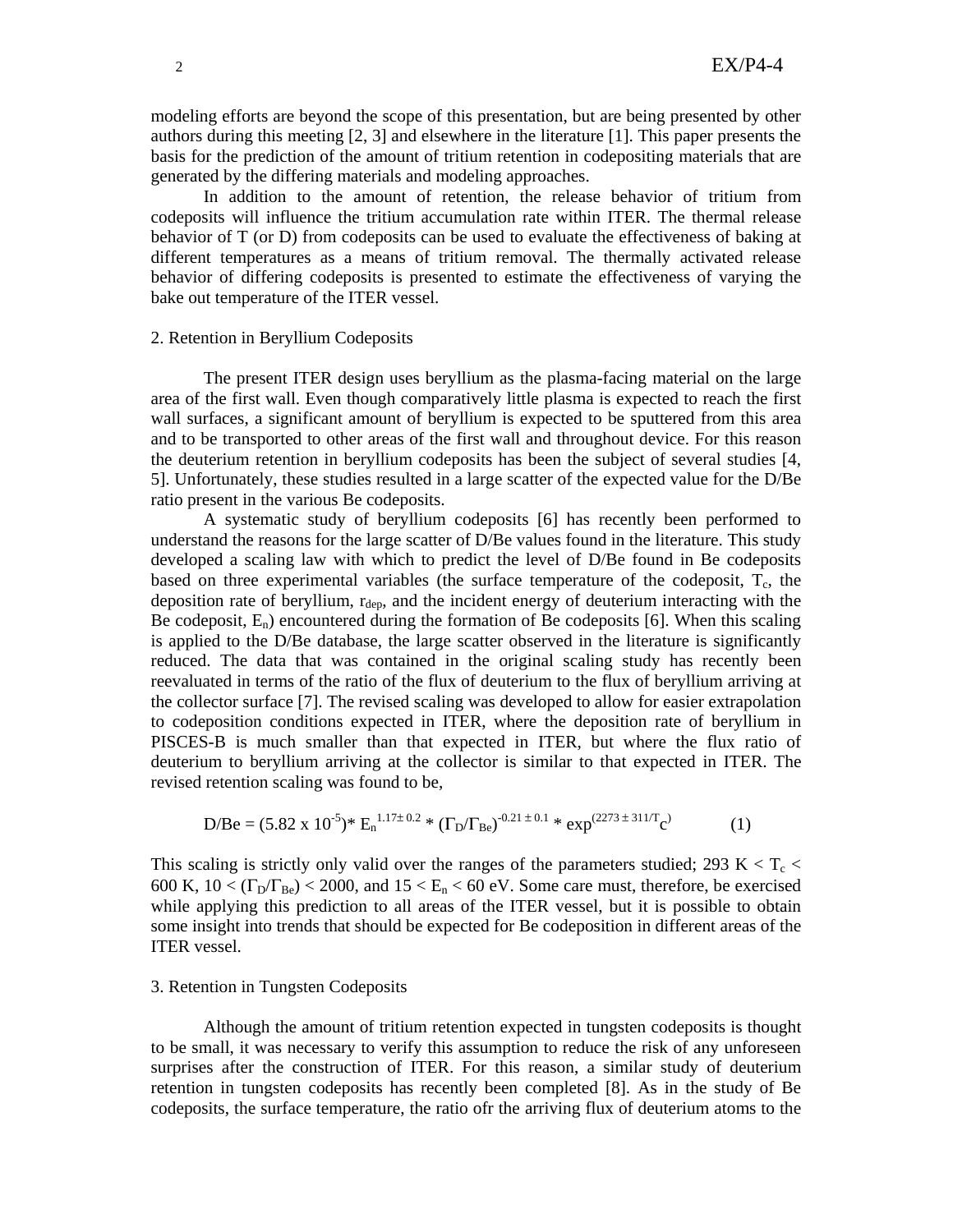modeling efforts are beyond the scope of this presentation, but are being presented by other authors during this meeting [2, 3] and elsewhere in the literature [1]. This paper presents the basis for the prediction of the amount of tritium retention in codepositing materials that are generated by the differing materials and modeling approaches.

In addition to the amount of retention, the release behavior of tritium from codeposits will influence the tritium accumulation rate within ITER. The thermal release behavior of T (or D) from codeposits can be used to evaluate the effectiveness of baking at different temperatures as a means of tritium removal. The thermally activated release behavior of differing codeposits is presented to estimate the effectiveness of varying the bake out temperature of the ITER vessel.

## 2. Retention in Beryllium Codeposits

The present ITER design uses beryllium as the plasma-facing material on the large area of the first wall. Even though comparatively little plasma is expected to reach the first wall surfaces, a significant amount of beryllium is expected to be sputtered from this area and to be transported to other areas of the first wall and throughout device. For this reason the deuterium retention in beryllium codeposits has been the subject of several studies [4, 5]. Unfortunately, these studies resulted in a large scatter of the expected value for the D/Be ratio present in the various Be codeposits.

A systematic study of beryllium codeposits [6] has recently been performed to understand the reasons for the large scatter of D/Be values found in the literature. This study developed a scaling law with which to predict the level of D/Be found in Be codeposits based on three experimental variables (the surface temperature of the codeposit, $T_c$, the deposition rate of beryllium, $r_{dep}$, and the incident energy of deuterium interacting with the Be codeposit, $E_n$) encountered during the formation of Be codeposits [6]. When this scaling is applied to the D/Be database, the large scatter observed in the literature is significantly reduced. The data that was contained in the original scaling study has recently been reevaluated in terms of the ratio of the flux of deuterium to the flux of beryllium arriving at the collector surface [7]. The revised scaling was developed to allow for easier extrapolation to codeposition conditions expected in ITER, where the deposition rate of beryllium in PISCES-B is much smaller than that expected in ITER, but where the flux ratio of deuterium to beryllium arriving at the collector is similar to that expected in ITER. The revised retention scaling was found to be,

$$D/Be = (5.82 \times 10^{-5}) * E_n^{1.17 \pm 0.2} * (\Gamma_D/\Gamma_{Be})^{-0.21 \pm 0.1} * \exp^{(2273 \pm 311/T_c)} \quad (1)$$

This scaling is strictly only valid over the ranges of the parameters studied; $293\text{ K} < T_c < 600\text{ K}$, $10 < (\Gamma_D/\Gamma_{Be}) < 2000$, and $15 < E_n < 60$ eV. Some care must, therefore, be exercised while applying this prediction to all areas of the ITER vessel, but it is possible to obtain some insight into trends that should be expected for Be codeposition in different areas of the ITER vessel.

## 3. Retention in Tungsten Codeposits

Although the amount of tritium retention expected in tungsten codeposits is thought to be small, it was necessary to verify this assumption to reduce the risk of any unforeseen surprises after the construction of ITER. For this reason, a similar study of deuterium retention in tungsten codeposits has recently been completed [8]. As in the study of Be codeposits, the surface temperature, the ratio ofr the arriving flux of deuterium atoms to the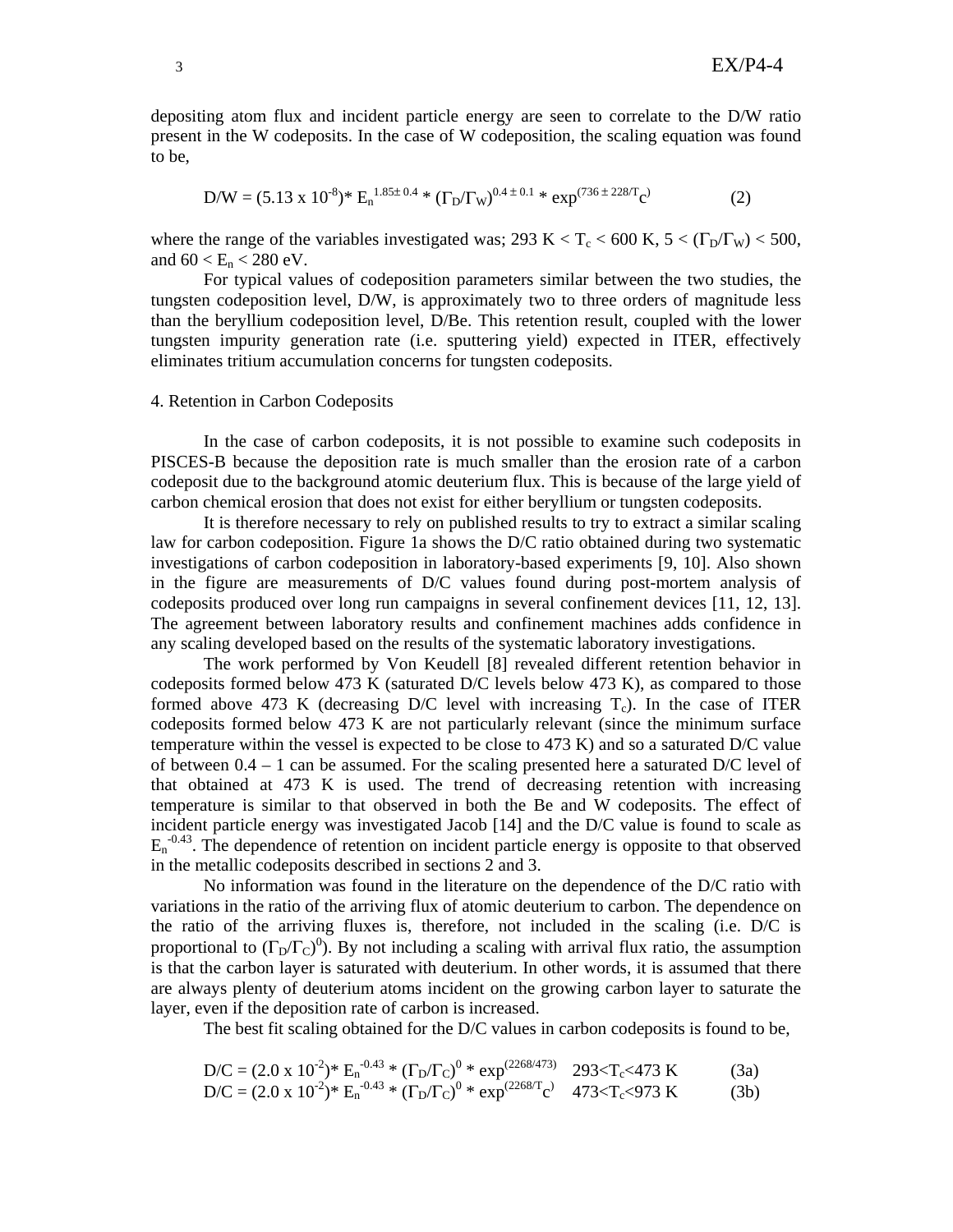depositing atom flux and incident particle energy are seen to correlate to the D/W ratio present in the W codeposits. In the case of W codeposition, the scaling equation was found to be,

$$D/W = (5.13 \times 10^{-8}) * E_n^{1.85 \pm 0.4} * (\Gamma_D/\Gamma_W)^{0.4 \pm 0.1} * \exp^{(736 \pm 228/T_c)} \qquad (2)$$

where the range of the variables investigated was; 293 K < $T_c$ < 600 K, 5 < $(\Gamma_D/\Gamma_W)$ < 500, and 60 < $E_n$ < 280 eV.

For typical values of codeposition parameters similar between the two studies, the tungsten codeposition level, D/W, is approximately two to three orders of magnitude less than the beryllium codeposition level, D/Be. This retention result, coupled with the lower tungsten impurity generation rate (i.e. sputtering yield) expected in ITER, effectively eliminates tritium accumulation concerns for tungsten codeposits.

## 4. Retention in Carbon Codeposits

In the case of carbon codeposits, it is not possible to examine such codeposits in PISCES-B because the deposition rate is much smaller than the erosion rate of a carbon codeposit due to the background atomic deuterium flux. This is because of the large yield of carbon chemical erosion that does not exist for either beryllium or tungsten codeposits.

It is therefore necessary to rely on published results to try to extract a similar scaling law for carbon codeposition. Figure 1a shows the D/C ratio obtained during two systematic investigations of carbon codeposition in laboratory-based experiments [9, 10]. Also shown in the figure are measurements of D/C values found during post-mortem analysis of codeposits produced over long run campaigns in several confinement devices [11, 12, 13]. The agreement between laboratory results and confinement machines adds confidence in any scaling developed based on the results of the systematic laboratory investigations.

The work performed by Von Keudell [8] revealed different retention behavior in codeposits formed below 473 K (saturated D/C levels below 473 K), as compared to those formed above 473 K (decreasing D/C level with increasing $T_c$). In the case of ITER codeposits formed below 473 K are not particularly relevant (since the minimum surface temperature within the vessel is expected to be close to 473 K) and so a saturated D/C value of between 0.4 – 1 can be assumed. For the scaling presented here a saturated D/C level of that obtained at 473 K is used. The trend of decreasing retention with increasing temperature is similar to that observed in both the Be and W codeposits. The effect of incident particle energy was investigated Jacob [14] and the D/C value is found to scale as $E_n^{-0.43}$. The dependence of retention on incident particle energy is opposite to that observed in the metallic codeposits described in sections 2 and 3.

No information was found in the literature on the dependence of the D/C ratio with variations in the ratio of the arriving flux of atomic deuterium to carbon. The dependence on the ratio of the arriving fluxes is, therefore, not included in the scaling (i.e. D/C is proportional to $(\Gamma_D/\Gamma_C)^0$). By not including a scaling with arrival flux ratio, the assumption is that the carbon layer is saturated with deuterium. In other words, it is assumed that there are always plenty of deuterium atoms incident on the growing carbon layer to saturate the layer, even if the deposition rate of carbon is increased.

The best fit scaling obtained for the D/C values in carbon codeposits is found to be,

$$D/C = (2.0 \times 10^{-2}) * E_n^{-0.43} * (\Gamma_D/\Gamma_C)^0 * \exp^{(2268/473)} \quad 293<T_c<473\ \text{K} \qquad (3a)$$

$$D/C = (2.0 \times 10^{-2}) * E_n^{-0.43} * (\Gamma_D/\Gamma_C)^0 * \exp^{(2268/T_c)} \quad 473<T_c<973\ \text{K} \qquad (3b)$$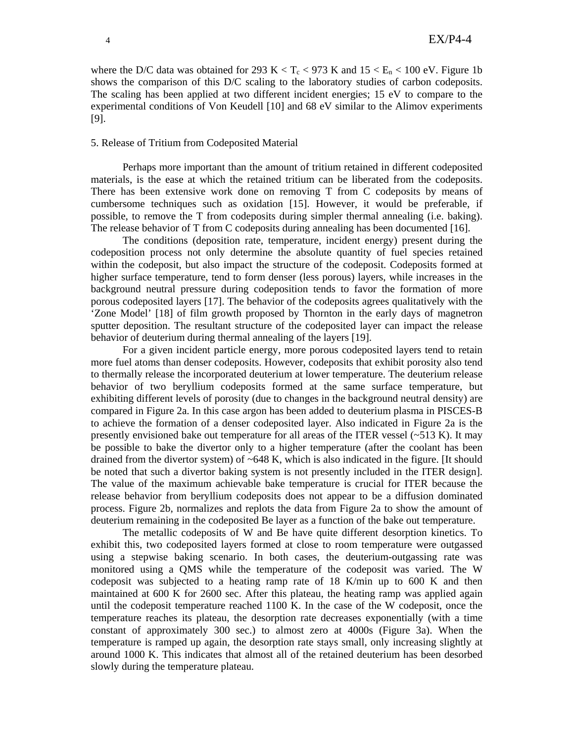where the D/C data was obtained for 293 K < $T_c$ < 973 K and 15 < $E_n$ < 100 eV. Figure 1b shows the comparison of this D/C scaling to the laboratory studies of carbon codeposits. The scaling has been applied at two different incident energies; 15 eV to compare to the experimental conditions of Von Keudell [10] and 68 eV similar to the Alimov experiments [9].

## 5. Release of Tritium from Codeposited Material

Perhaps more important than the amount of tritium retained in different codeposited materials, is the ease at which the retained tritium can be liberated from the codeposits. There has been extensive work done on removing T from C codeposits by means of cumbersome techniques such as oxidation [15]. However, it would be preferable, if possible, to remove the T from codeposits during simpler thermal annealing (i.e. baking). The release behavior of T from C codeposits during annealing has been documented [16].

The conditions (deposition rate, temperature, incident energy) present during the codeposition process not only determine the absolute quantity of fuel species retained within the codeposit, but also impact the structure of the codeposit. Codeposits formed at higher surface temperature, tend to form denser (less porous) layers, while increases in the background neutral pressure during codeposition tends to favor the formation of more porous codeposited layers [17]. The behavior of the codeposits agrees qualitatively with the 'Zone Model' [18] of film growth proposed by Thornton in the early days of magnetron sputter deposition. The resultant structure of the codeposited layer can impact the release behavior of deuterium during thermal annealing of the layers [19].

For a given incident particle energy, more porous codeposited layers tend to retain more fuel atoms than denser codeposits. However, codeposits that exhibit porosity also tend to thermally release the incorporated deuterium at lower temperature. The deuterium release behavior of two beryllium codeposits formed at the same surface temperature, but exhibiting different levels of porosity (due to changes in the background neutral density) are compared in Figure 2a. In this case argon has been added to deuterium plasma in PISCES-B to achieve the formation of a denser codeposited layer. Also indicated in Figure 2a is the presently envisioned bake out temperature for all areas of the ITER vessel (~513 K). It may be possible to bake the divertor only to a higher temperature (after the coolant has been drained from the divertor system) of ~648 K, which is also indicated in the figure. [It should be noted that such a divertor baking system is not presently included in the ITER design]. The value of the maximum achievable bake temperature is crucial for ITER because the release behavior from beryllium codeposits does not appear to be a diffusion dominated process. Figure 2b, normalizes and replots the data from Figure 2a to show the amount of deuterium remaining in the codeposited Be layer as a function of the bake out temperature.

The metallic codeposits of W and Be have quite different desorption kinetics. To exhibit this, two codeposited layers formed at close to room temperature were outgassed using a stepwise baking scenario. In both cases, the deuterium-outgassing rate was monitored using a QMS while the temperature of the codeposit was varied. The W codeposit was subjected to a heating ramp rate of 18 K/min up to 600 K and then maintained at 600 K for 2600 sec. After this plateau, the heating ramp was applied again until the codeposit temperature reached 1100 K. In the case of the W codeposit, once the temperature reaches its plateau, the desorption rate decreases exponentially (with a time constant of approximately 300 sec.) to almost zero at 4000s (Figure 3a). When the temperature is ramped up again, the desorption rate stays small, only increasing slightly at around 1000 K. This indicates that almost all of the retained deuterium has been desorbed slowly during the temperature plateau.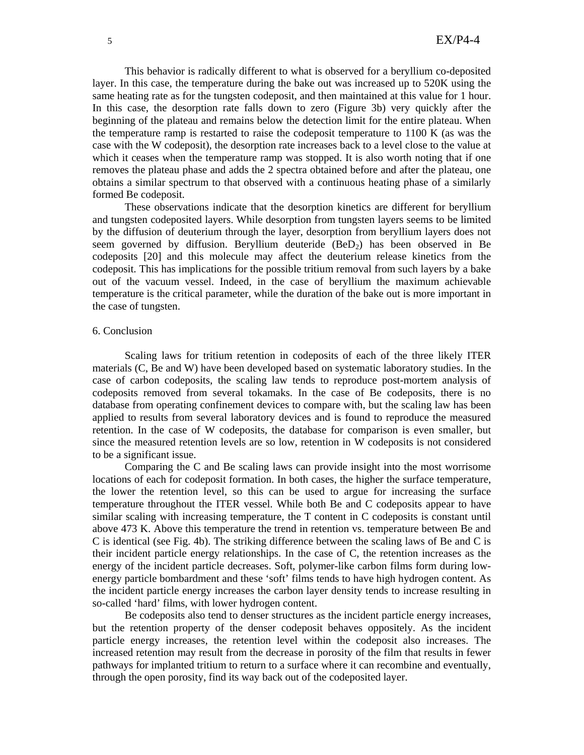This behavior is radically different to what is observed for a beryllium co-deposited layer. In this case, the temperature during the bake out was increased up to 520K using the same heating rate as for the tungsten codeposit, and then maintained at this value for 1 hour. In this case, the desorption rate falls down to zero (Figure 3b) very quickly after the beginning of the plateau and remains below the detection limit for the entire plateau. When the temperature ramp is restarted to raise the codeposit temperature to 1100 K (as was the case with the W codeposit), the desorption rate increases back to a level close to the value at which it ceases when the temperature ramp was stopped. It is also worth noting that if one removes the plateau phase and adds the 2 spectra obtained before and after the plateau, one obtains a similar spectrum to that observed with a continuous heating phase of a similarly formed Be codeposit.

These observations indicate that the desorption kinetics are different for beryllium and tungsten codeposited layers. While desorption from tungsten layers seems to be limited by the diffusion of deuterium through the layer, desorption from beryllium layers does not seem governed by diffusion. Beryllium deuteride ($BeD_2$) has been observed in Be codeposits [20] and this molecule may affect the deuterium release kinetics from the codeposit. This has implications for the possible tritium removal from such layers by a bake out of the vacuum vessel. Indeed, in the case of beryllium the maximum achievable temperature is the critical parameter, while the duration of the bake out is more important in the case of tungsten.

## 6. Conclusion

Scaling laws for tritium retention in codeposits of each of the three likely ITER materials (C, Be and W) have been developed based on systematic laboratory studies. In the case of carbon codeposits, the scaling law tends to reproduce post-mortem analysis of codeposits removed from several tokamaks. In the case of Be codeposits, there is no database from operating confinement devices to compare with, but the scaling law has been applied to results from several laboratory devices and is found to reproduce the measured retention. In the case of W codeposits, the database for comparison is even smaller, but since the measured retention levels are so low, retention in W codeposits is not considered to be a significant issue.

Comparing the C and Be scaling laws can provide insight into the most worrisome locations of each for codeposit formation. In both cases, the higher the surface temperature, the lower the retention level, so this can be used to argue for increasing the surface temperature throughout the ITER vessel. While both Be and C codeposits appear to have similar scaling with increasing temperature, the T content in C codeposits is constant until above 473 K. Above this temperature the trend in retention vs. temperature between Be and C is identical (see Fig. 4b). The striking difference between the scaling laws of Be and C is their incident particle energy relationships. In the case of C, the retention increases as the energy of the incident particle decreases. Soft, polymer-like carbon films form during low-energy particle bombardment and these 'soft' films tends to have high hydrogen content. As the incident particle energy increases the carbon layer density tends to increase resulting in so-called 'hard' films, with lower hydrogen content.

Be codeposits also tend to denser structures as the incident particle energy increases, but the retention property of the denser codeposit behaves oppositely. As the incident particle energy increases, the retention level within the codeposit also increases. The increased retention may result from the decrease in porosity of the film that results in fewer pathways for implanted tritium to return to a surface where it can recombine and eventually, through the open porosity, find its way back out of the codeposited layer.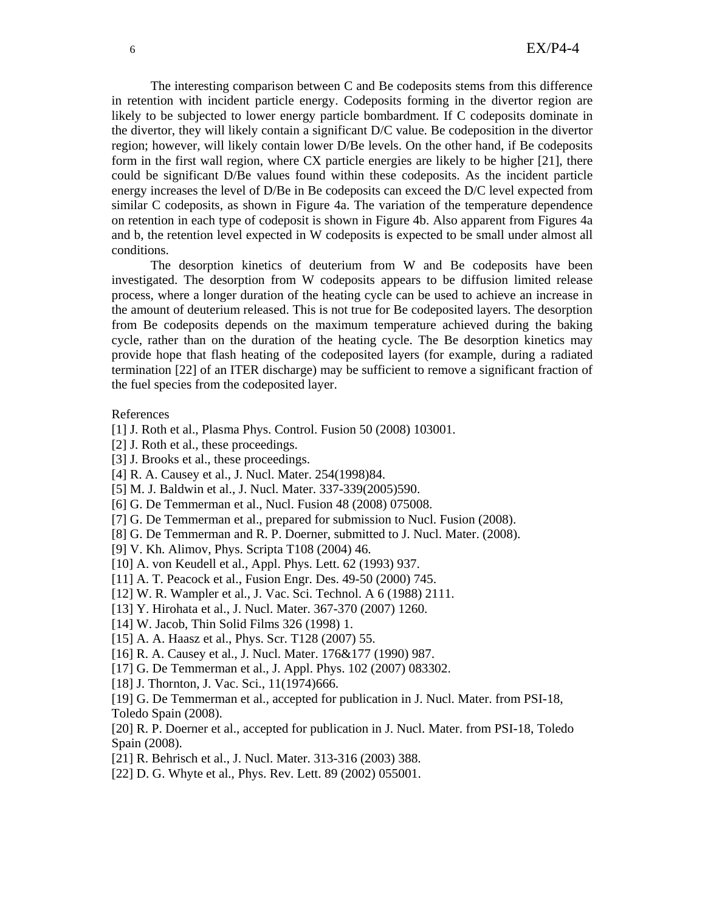The interesting comparison between C and Be codeposits stems from this difference in retention with incident particle energy. Codeposits forming in the divertor region are likely to be subjected to lower energy particle bombardment. If C codeposits dominate in the divertor, they will likely contain a significant D/C value. Be codeposition in the divertor region; however, will likely contain lower D/Be levels. On the other hand, if Be codeposits form in the first wall region, where CX particle energies are likely to be higher [21], there could be significant D/Be values found within these codeposits. As the incident particle energy increases the level of D/Be in Be codeposits can exceed the D/C level expected from similar C codeposits, as shown in Figure 4a. The variation of the temperature dependence on retention in each type of codeposit is shown in Figure 4b. Also apparent from Figures 4a and b, the retention level expected in W codeposits is expected to be small under almost all conditions.

The desorption kinetics of deuterium from W and Be codeposits have been investigated. The desorption from W codeposits appears to be diffusion limited release process, where a longer duration of the heating cycle can be used to achieve an increase in the amount of deuterium released. This is not true for Be codeposited layers. The desorption from Be codeposits depends on the maximum temperature achieved during the baking cycle, rather than on the duration of the heating cycle. The Be desorption kinetics may provide hope that flash heating of the codeposited layers (for example, during a radiated termination [22] of an ITER discharge) may be sufficient to remove a significant fraction of the fuel species from the codeposited layer.

References

[1] J. Roth et al., Plasma Phys. Control. Fusion 50 (2008) 103001.
[2] J. Roth et al., these proceedings.
[3] J. Brooks et al., these proceedings.
[4] R. A. Causey et al., J. Nucl. Mater. 254(1998)84.
[5] M. J. Baldwin et al., J. Nucl. Mater. 337-339(2005)590.
[6] G. De Temmerman et al., Nucl. Fusion 48 (2008) 075008.
[7] G. De Temmerman et al., prepared for submission to Nucl. Fusion (2008).
[8] G. De Temmerman and R. P. Doerner, submitted to J. Nucl. Mater. (2008).
[9] V. Kh. Alimov, Phys. Scripta T108 (2004) 46.
[10] A. von Keudell et al., Appl. Phys. Lett. 62 (1993) 937.
[11] A. T. Peacock et al., Fusion Engr. Des. 49-50 (2000) 745.
[12] W. R. Wampler et al., J. Vac. Sci. Technol. A 6 (1988) 2111.
[13] Y. Hirohata et al., J. Nucl. Mater. 367-370 (2007) 1260.
[14] W. Jacob, Thin Solid Films 326 (1998) 1.
[15] A. A. Haasz et al., Phys. Scr. T128 (2007) 55.
[16] R. A. Causey et al., J. Nucl. Mater. 176&177 (1990) 987.
[17] G. De Temmerman et al., J. Appl. Phys. 102 (2007) 083302.
[18] J. Thornton, J. Vac. Sci., 11(1974)666.
[19] G. De Temmerman et al., accepted for publication in J. Nucl. Mater. from PSI-18, Toledo Spain (2008).
[20] R. P. Doerner et al., accepted for publication in J. Nucl. Mater. from PSI-18, Toledo Spain (2008).
[21] R. Behrisch et al., J. Nucl. Mater. 313-316 (2003) 388.
[22] D. G. Whyte et al., Phys. Rev. Lett. 89 (2002) 055001.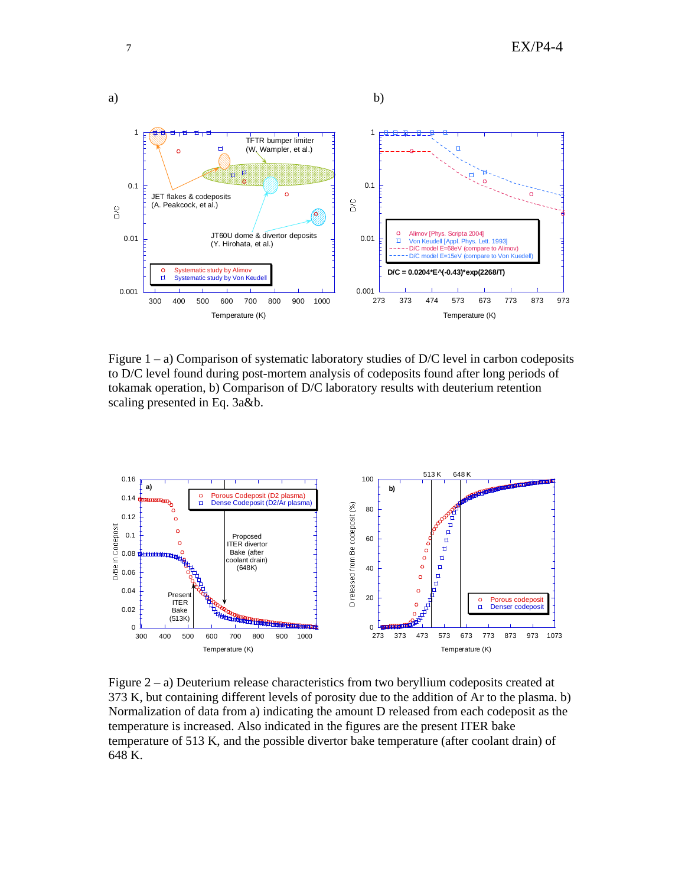Figure 1 – a) Comparison of systematic laboratory studies of D/C level in carbon codeposits to D/C level found during post-mortem analysis of codeposits found after long periods of tokamak operation, b) Comparison of D/C laboratory results with deuterium retention scaling presented in Eq. 3a&b.

Figure 2 – a) Deuterium release characteristics from two beryllium codeposits created at 373 K, but containing different levels of porosity due to the addition of Ar to the plasma. b) Normalization of data from a) indicating the amount D released from each codeposit as the temperature is increased. Also indicated in the figures are the present ITER bake temperature of 513 K, and the possible divertor bake temperature (after coolant drain) of 648 K.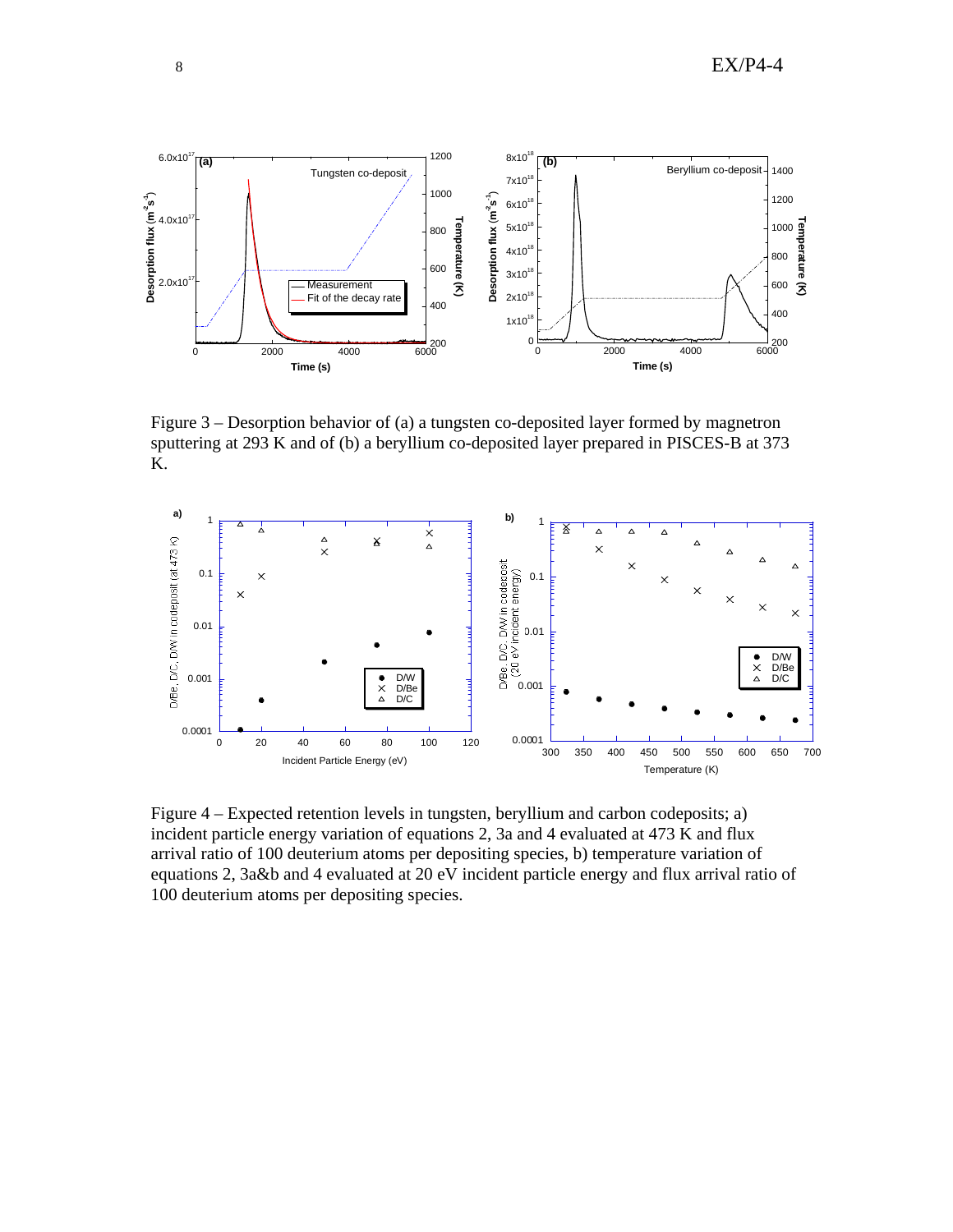(a)

Tungsten co-deposit

Desorption flux ($m^{-2}s^{-1}$)

Temperature (K)

Time (s)

6.0x10[17]

4.0x10[17]

2.0x10[17]

1200

1000

800

600

400

200

0

2000

4000

6000

Measurement

Fit of the decay rate

(b)

Beryllium co-deposit

Desorption flux ($m^{-2}s^{-1}$)

Temperature (K)

Time (s)

8x10[18]

7x10[18]

6x10[18]

5x10[18]

4x10[18]

3x10[18]

2x10[18]

1x10[18]

0

1400

1200

1000

800

600

400

200

0

2000

4000

6000

Figure 3 – Desorption behavior of (a) a tungsten co-deposited layer formed by magnetron sputtering at 293 K and of (b) a beryllium co-deposited layer prepared in PISCES-B at 373 K.

a)

D/Be, D/C, D/W in codeposit (at 473 K)

Incident Particle Energy (eV)

1

0.1

0.01

0.001

0.0001

0

20

40

60

80

100

120

D/W

D/Be

D/C

b)

D/Be, D/C, D/W in codeposit (20 eV incident energy)

Temperature (K)

1

0.1

0.01

0.001

0.0001

300

350

400

450

500

550

600

650

700

D/W

D/Be

D/C

Figure 4 – Expected retention levels in tungsten, beryllium and carbon codeposits; a) incident particle energy variation of equations 2, 3a and 4 evaluated at 473 K and flux arrival ratio of 100 deuterium atoms per depositing species, b) temperature variation of equations 2, 3a&b and 4 evaluated at 20 eV incident particle energy and flux arrival ratio of 100 deuterium atoms per depositing species.